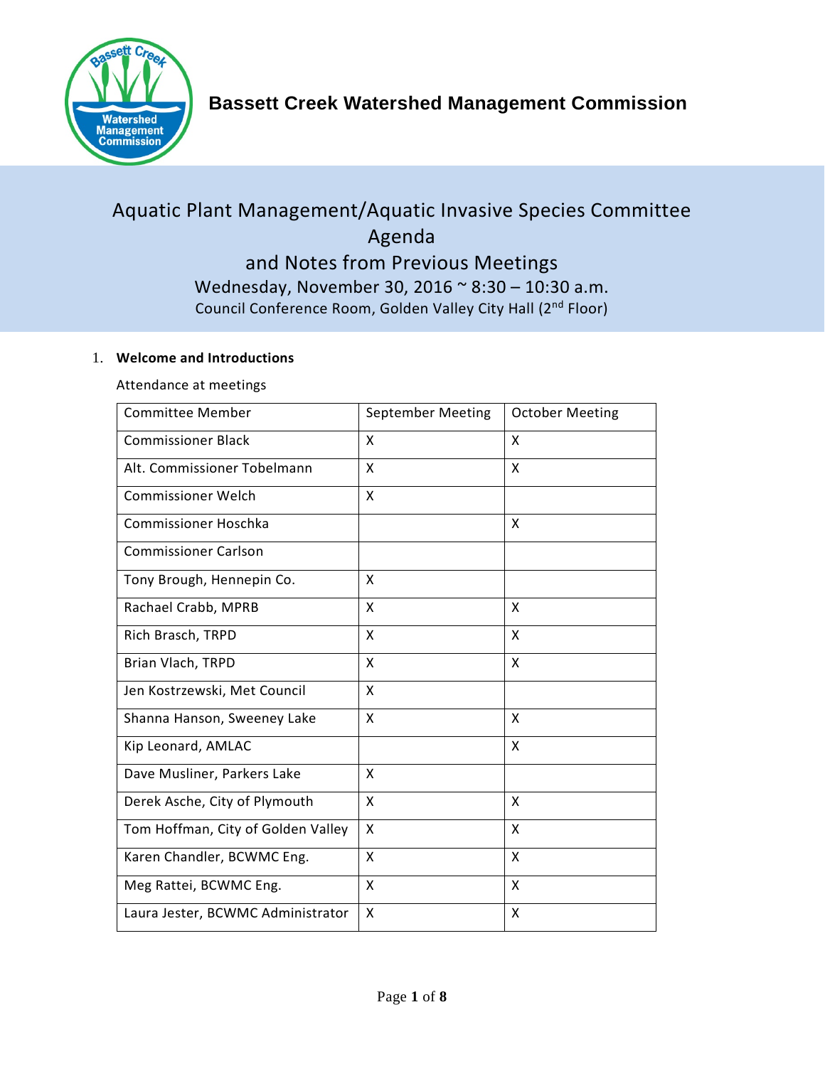# Bassett Creek Watershed Management Commission

## Aquatic Plant Management/Aquatic Invasive Species Committee Agenda and Notes from Previous Meetings

Wednesday, November 30, 2016 ~ 8:30 – 10:30 a.m.

Council Conference Room, Golden Valley City Hall (2nd Floor)

1. **Welcome and Introductions**

Attendance at meetings

| Committee Member | September Meeting | October Meeting |
|---|---|---|
| Commissioner Black | X | X |
| Alt. Commissioner Tobelmann | X | X |
| Commissioner Welch | X | |
| Commissioner Hoschka | | X |
| Commissioner Carlson | | |
| Tony Brough, Hennepin Co. | X | |
| Rachael Crabb, MPRB | X | X |
| Rich Brasch, TRPD | X | X |
| Brian Vlach, TRPD | X | X |
| Jen Kostrzewski, Met Council | X | |
| Shanna Hanson, Sweeney Lake | X | X |
| Kip Leonard, AMLAC | | X |
| Dave Musliner, Parkers Lake | X | |
| Derek Asche, City of Plymouth | X | X |
| Tom Hoffman, City of Golden Valley | X | X |
| Karen Chandler, BCWMC Eng. | X | X |
| Meg Rattei, BCWMC Eng. | X | X |
| Laura Jester, BCWMC Administrator | X | X |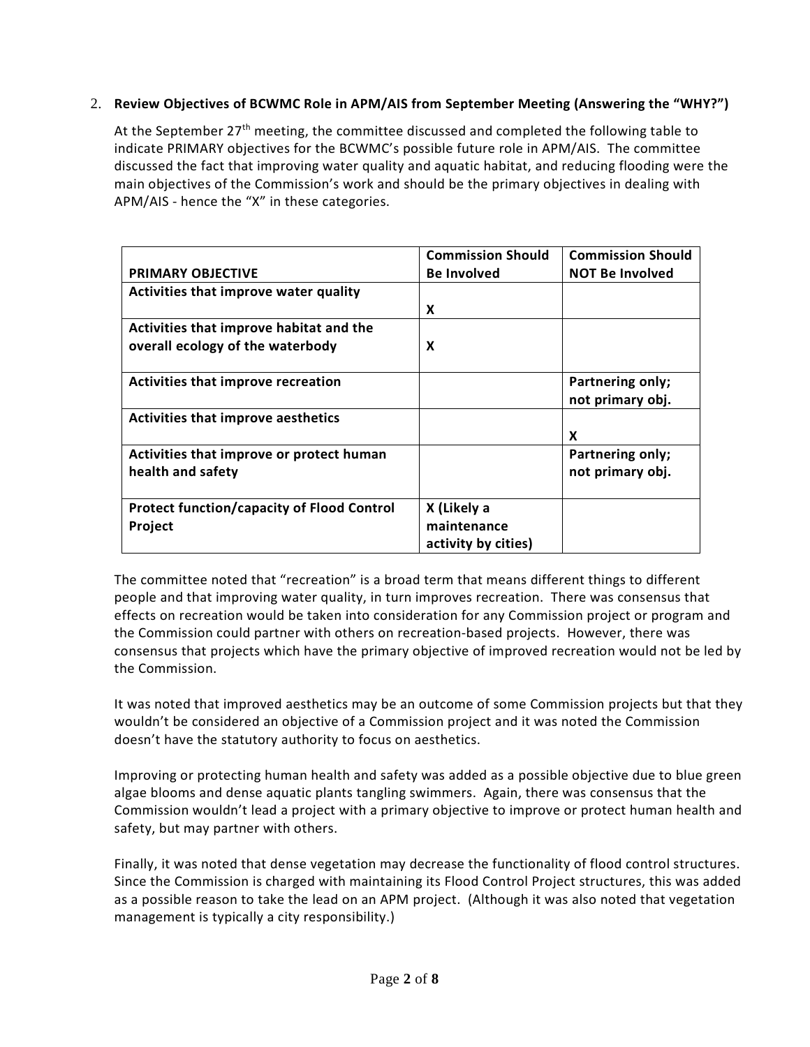2. **Review Objectives of BCWMC Role in APM/AIS from September Meeting (Answering the "WHY?")**

At the September 27th meeting, the committee discussed and completed the following table to indicate PRIMARY objectives for the BCWMC's possible future role in APM/AIS. The committee discussed the fact that improving water quality and aquatic habitat, and reducing flooding were the main objectives of the Commission's work and should be the primary objectives in dealing with APM/AIS - hence the "X" in these categories.

| PRIMARY OBJECTIVE | Commission Should Be Involved | Commission Should NOT Be Involved |
|---|---|---|
| **Activities that improve water quality** | **X** | |
| **Activities that improve habitat and the overall ecology of the waterbody** | **X** | |
| **Activities that improve recreation** | | **Partnering only; not primary obj.** |
| **Activities that improve aesthetics** | | **X** |
| **Activities that improve or protect human health and safety** | | **Partnering only; not primary obj.** |
| **Protect function/capacity of Flood Control Project** | **X (Likely a maintenance activity by cities)** | |

The committee noted that "recreation" is a broad term that means different things to different people and that improving water quality, in turn improves recreation. There was consensus that effects on recreation would be taken into consideration for any Commission project or program and the Commission could partner with others on recreation-based projects. However, there was consensus that projects which have the primary objective of improved recreation would not be led by the Commission.

It was noted that improved aesthetics may be an outcome of some Commission projects but that they wouldn't be considered an objective of a Commission project and it was noted the Commission doesn't have the statutory authority to focus on aesthetics.

Improving or protecting human health and safety was added as a possible objective due to blue green algae blooms and dense aquatic plants tangling swimmers. Again, there was consensus that the Commission wouldn't lead a project with a primary objective to improve or protect human health and safety, but may partner with others.

Finally, it was noted that dense vegetation may decrease the functionality of flood control structures. Since the Commission is charged with maintaining its Flood Control Project structures, this was added as a possible reason to take the lead on an APM project. (Although it was also noted that vegetation management is typically a city responsibility.)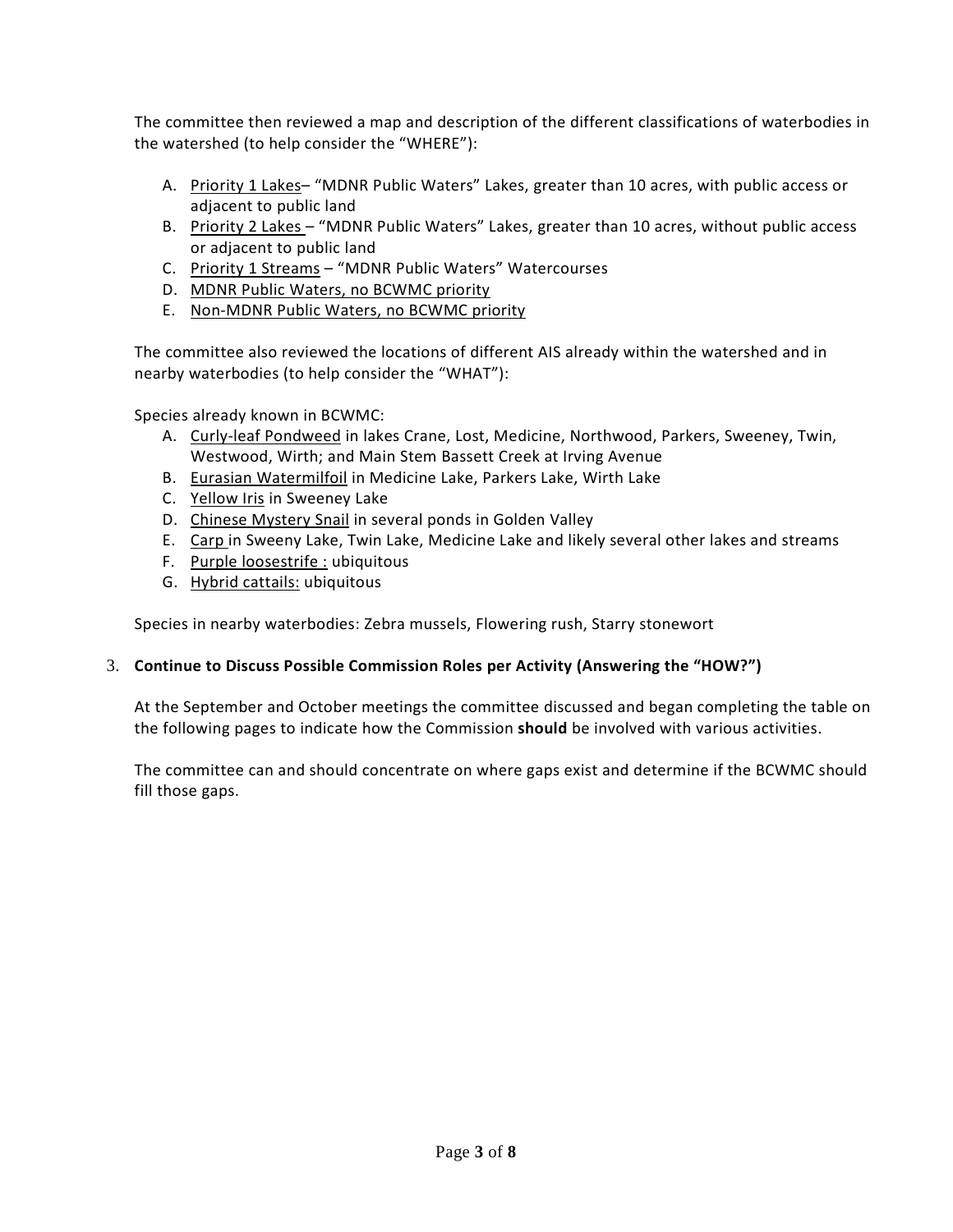The committee then reviewed a map and description of the different classifications of waterbodies in the watershed (to help consider the "WHERE"):

A. Priority 1 Lakes– "MDNR Public Waters" Lakes, greater than 10 acres, with public access or adjacent to public land
B. Priority 2 Lakes – "MDNR Public Waters" Lakes, greater than 10 acres, without public access or adjacent to public land
C. Priority 1 Streams – "MDNR Public Waters" Watercourses
D. MDNR Public Waters, no BCWMC priority
E. Non-MDNR Public Waters, no BCWMC priority

The committee also reviewed the locations of different AIS already within the watershed and in nearby waterbodies (to help consider the "WHAT"):

Species already known in BCWMC:

A. Curly-leaf Pondweed in lakes Crane, Lost, Medicine, Northwood, Parkers, Sweeney, Twin, Westwood, Wirth; and Main Stem Bassett Creek at Irving Avenue
B. Eurasian Watermilfoil in Medicine Lake, Parkers Lake, Wirth Lake
C. Yellow Iris in Sweeney Lake
D. Chinese Mystery Snail in several ponds in Golden Valley
E. Carp in Sweeny Lake, Twin Lake, Medicine Lake and likely several other lakes and streams
F. Purple loosestrife : ubiquitous
G. Hybrid cattails: ubiquitous

Species in nearby waterbodies: Zebra mussels, Flowering rush, Starry stonewort

3. **Continue to Discuss Possible Commission Roles per Activity (Answering the "HOW?")**

At the September and October meetings the committee discussed and began completing the table on the following pages to indicate how the Commission **should** be involved with various activities.

The committee can and should concentrate on where gaps exist and determine if the BCWMC should fill those gaps.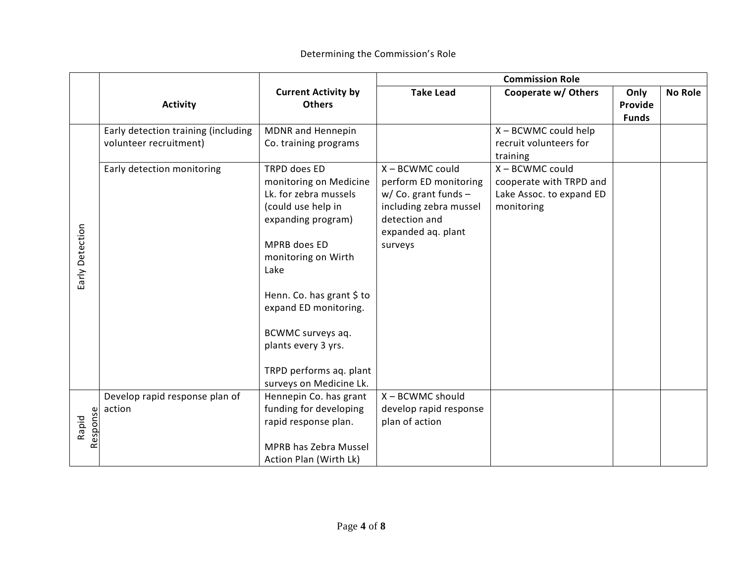Determining the Commission's Role

| | Activity | Current Activity by Others | Commission Role | | | |
|---|---|---|---|---|---|---|
| | | | Take Lead | Cooperate w/ Others | Only Provide Funds | No Role |
| Early Detection | Early detection training (including volunteer recruitment) | MDNR and Hennepin Co. training programs | | X – BCWMC could help recruit volunteers for training | | |
| | Early detection monitoring | TRPD does ED monitoring on Medicine Lk. for zebra mussels (could use help in expanding program)<br><br>MPRB does ED monitoring on Wirth Lake<br><br>Henn. Co. has grant $ to expand ED monitoring.<br><br>BCWMC surveys aq. plants every 3 yrs.<br><br>TRPD performs aq. plant surveys on Medicine Lk. | X – BCWMC could perform ED monitoring w/ Co. grant funds – including zebra mussel detection and expanded aq. plant surveys | X – BCWMC could cooperate with TRPD and Lake Assoc. to expand ED monitoring | | |
| Rapid Response | Develop rapid response plan of action | Hennepin Co. has grant funding for developing rapid response plan.<br><br>MPRB has Zebra Mussel Action Plan (Wirth Lk) | X – BCWMC should develop rapid response plan of action | | | |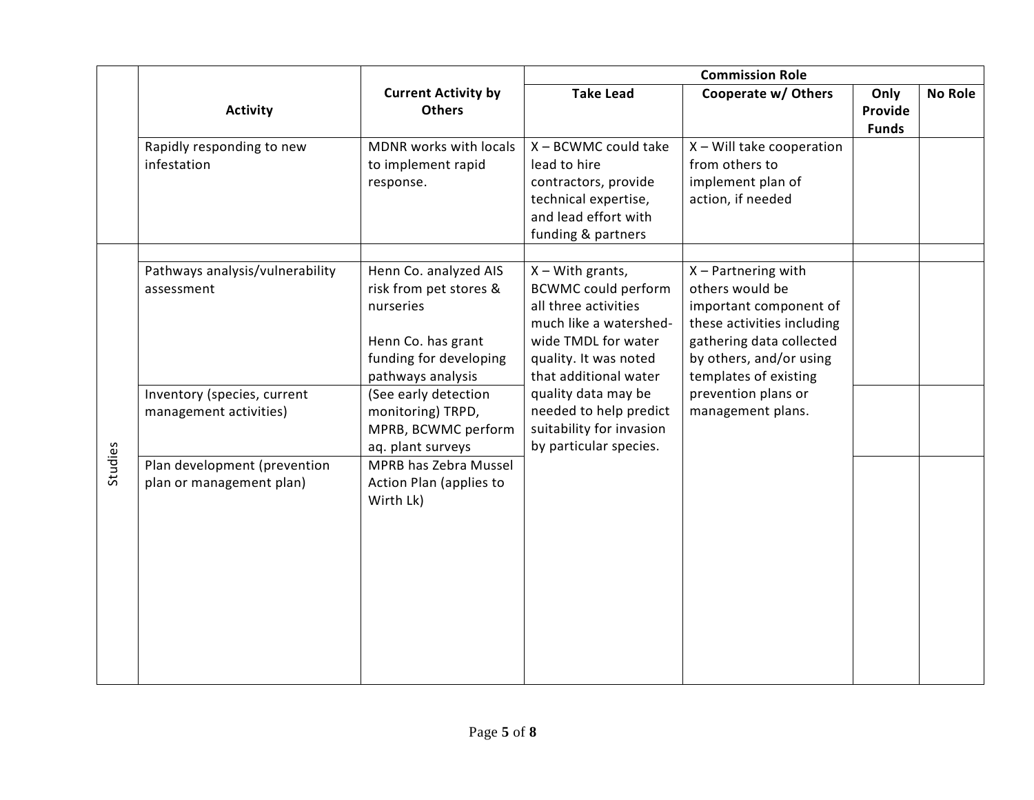| | Activity | Current Activity by Others | Commission Role | | | |
|---|---|---|---|---|---|---|
| | | | Take Lead | Cooperate w/ Others | Only Provide Funds | No Role |
| | Rapidly responding to new infestation | MDNR works with locals to implement rapid response. | X – BCWMC could take lead to hire contractors, provide technical expertise, and lead effort with funding & partners | X – Will take cooperation from others to implement plan of action, if needed | | |
| Studies | | | | | | |
| Studies | Pathways analysis/vulnerability assessment | Henn Co. analyzed AIS risk from pet stores & nurseries<br><br>Henn Co. has grant funding for developing pathways analysis | X – With grants, BCWMC could perform all three activities much like a watershed-wide TMDL for water quality. It was noted that additional water quality data may be needed to help predict suitability for invasion by particular species. | X – Partnering with others would be important component of these activities including gathering data collected by others, and/or using templates of existing prevention plans or management plans. | | |
| Studies | Inventory (species, current management activities) | (See early detection monitoring) TRPD, MPRB, BCWMC perform aq. plant surveys | | | | |
| Studies | Plan development (prevention plan or management plan) | MPRB has Zebra Mussel Action Plan (applies to Wirth Lk) | | | | |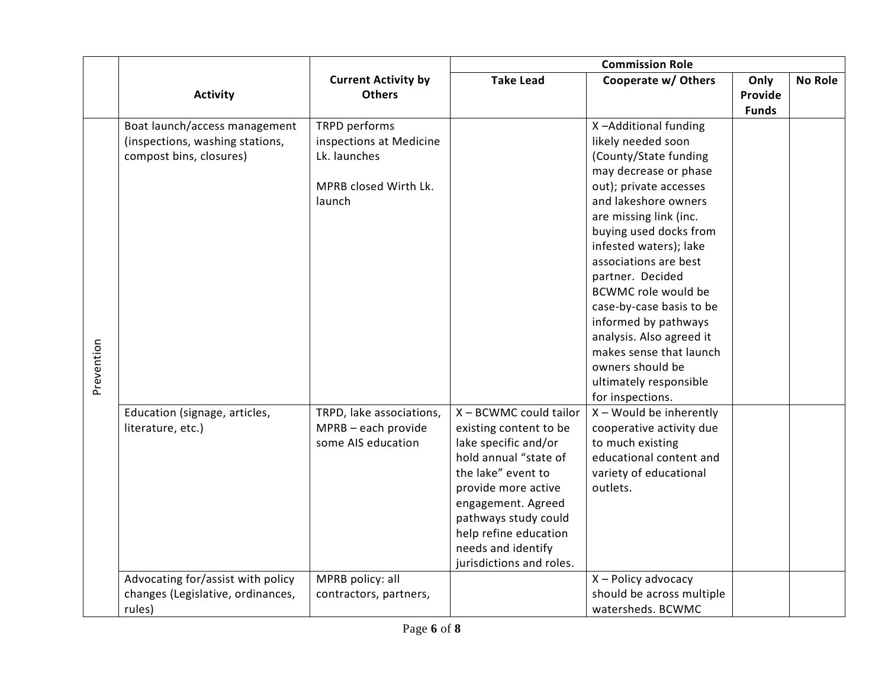| | Activity | Current Activity by Others | Commission Role | | | |
|---|---|---|---|---|---|---|
| | | | Take Lead | Cooperate w/ Others | Only Provide Funds | No Role |
| Prevention | Boat launch/access management (inspections, washing stations, compost bins, closures) | TRPD performs inspections at Medicine Lk. launches<br><br>MPRB closed Wirth Lk. launch | | X –Additional funding likely needed soon (County/State funding may decrease or phase out); private accesses and lakeshore owners are missing link (inc. buying used docks from infested waters); lake associations are best partner. Decided BCWMC role would be case-by-case basis to be informed by pathways analysis. Also agreed it makes sense that launch owners should be ultimately responsible for inspections. | | |
| | Education (signage, articles, literature, etc.) | TRPD, lake associations, MPRB – each provide some AIS education | X – BCWMC could tailor existing content to be lake specific and/or hold annual "state of the lake" event to provide more active engagement. Agreed pathways study could help refine education needs and identify jurisdictions and roles. | X – Would be inherently cooperative activity due to much existing educational content and variety of educational outlets. | | |
| | Advocating for/assist with policy changes (Legislative, ordinances, rules) | MPRB policy: all contractors, partners, | | X – Policy advocacy should be across multiple watersheds. BCWMC | | |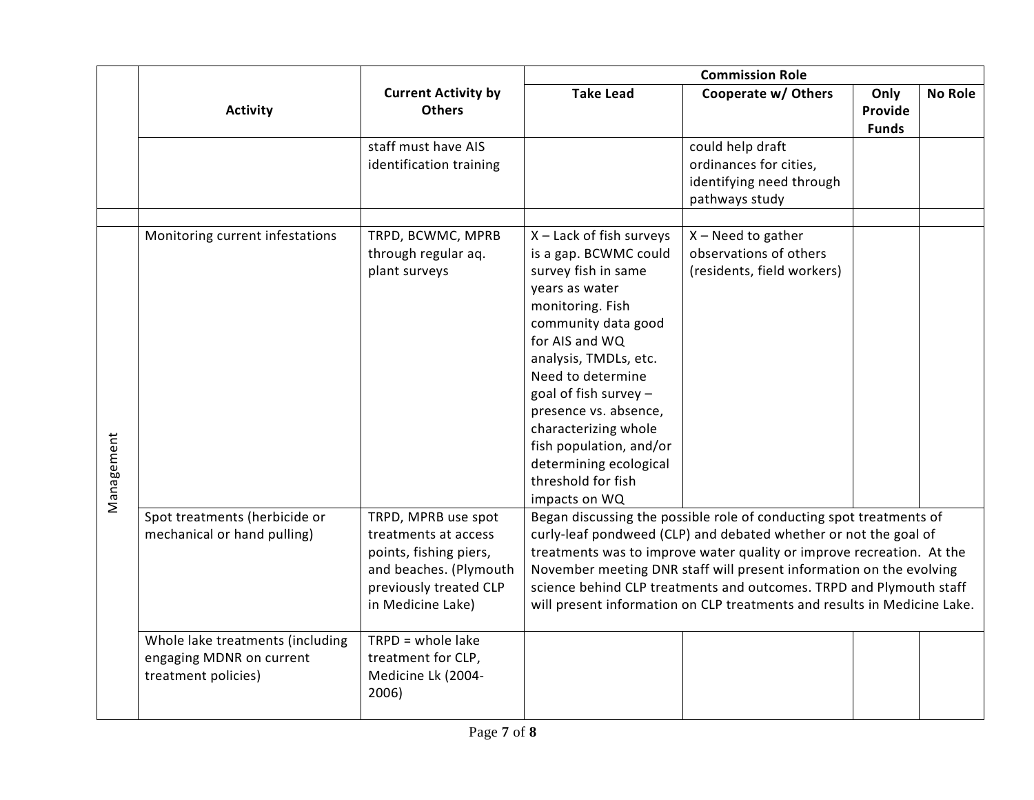| | Activity | Current Activity by Others | Commission Role | | | |
|---|---|---|---|---|---|---|
| | | | Take Lead | Cooperate w/ Others | Only Provide Funds | No Role |
| | | staff must have AIS identification training | | could help draft ordinances for cities, identifying need through pathways study | | |
| | | | | | | |
| Management | Monitoring current infestations | TRPD, BCWMC, MPRB through regular aq. plant surveys | X – Lack of fish surveys is a gap. BCWMC could survey fish in same years as water monitoring. Fish community data good for AIS and WQ analysis, TMDLs, etc. Need to determine goal of fish survey – presence vs. absence, characterizing whole fish population, and/or determining ecological threshold for fish impacts on WQ | X – Need to gather observations of others (residents, field workers) | | |
| Management | Spot treatments (herbicide or mechanical or hand pulling) | TRPD, MPRB use spot treatments at access points, fishing piers, and beaches. (Plymouth previously treated CLP in Medicine Lake) | Began discussing the possible role of conducting spot treatments of curly-leaf pondweed (CLP) and debated whether or not the goal of treatments was to improve water quality or improve recreation. At the November meeting DNR staff will present information on the evolving science behind CLP treatments and outcomes. TRPD and Plymouth staff will present information on CLP treatments and results in Medicine Lake. | | | |
| Management | Whole lake treatments (including engaging MDNR on current treatment policies) | TRPD = whole lake treatment for CLP, Medicine Lk (2004-2006) | | | | |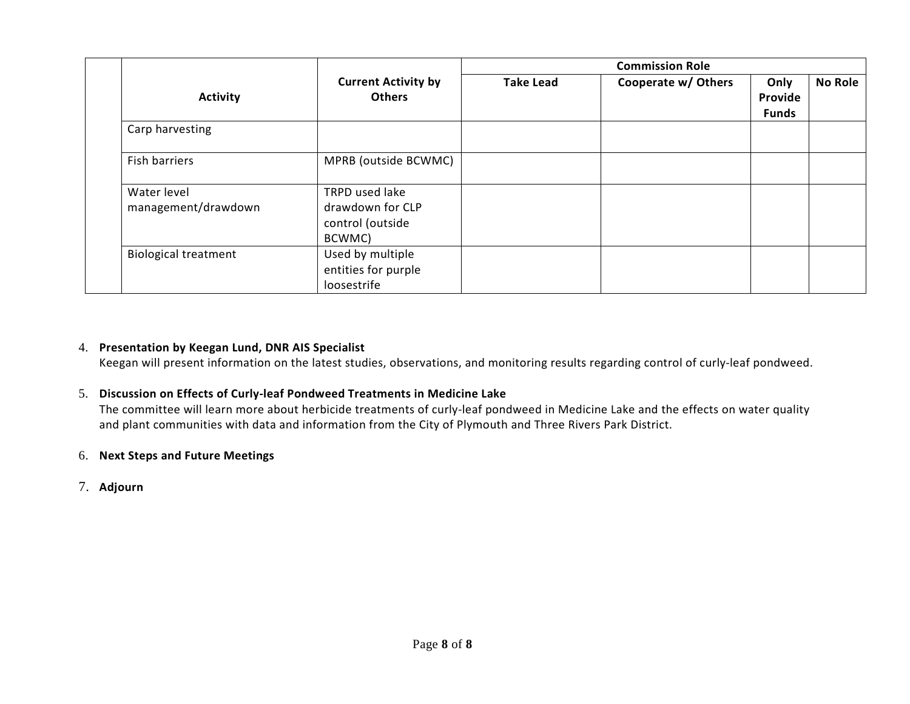| | Activity | Current Activity by Others | Commission Role | | | |
|---|---|---|---|---|---|---|
| | | | Take Lead | Cooperate w/ Others | Only Provide Funds | No Role |
| | Carp harvesting | | | | | |
| | Fish barriers | MPRB (outside BCWMC) | | | | |
| | Water level management/drawdown | TRPD used lake drawdown for CLP control (outside BCWMC) | | | | |
| | Biological treatment | Used by multiple entities for purple loosestrife | | | | |

4. **Presentation by Keegan Lund, DNR AIS Specialist**
   Keegan will present information on the latest studies, observations, and monitoring results regarding control of curly-leaf pondweed.

5. **Discussion on Effects of Curly-leaf Pondweed Treatments in Medicine Lake**
   The committee will learn more about herbicide treatments of curly-leaf pondweed in Medicine Lake and the effects on water quality and plant communities with data and information from the City of Plymouth and Three Rivers Park District.

6. **Next Steps and Future Meetings**

7. **Adjourn**